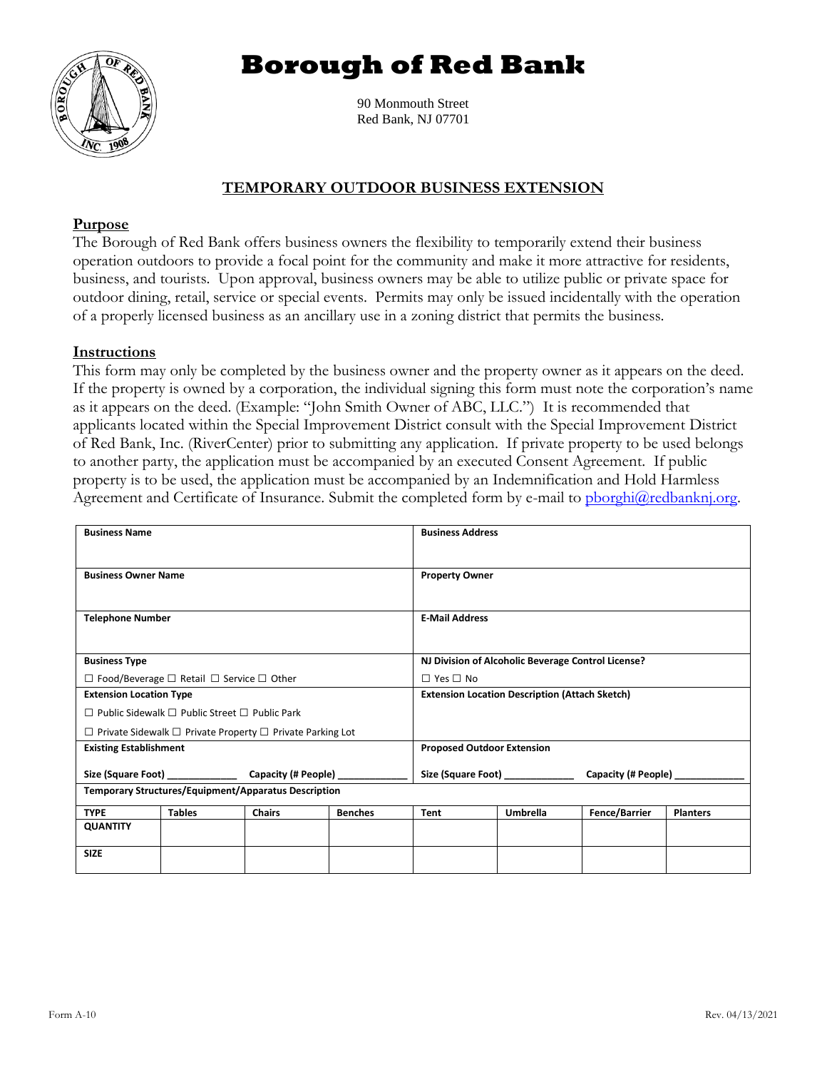# Borough of Red Bank

90 Monmouth Street
Red Bank, NJ 07701

## TEMPORARY OUTDOOR BUSINESS EXTENSION

### Purpose

The Borough of Red Bank offers business owners the flexibility to temporarily extend their business operation outdoors to provide a focal point for the community and make it more attractive for residents, business, and tourists. Upon approval, business owners may be able to utilize public or private space for outdoor dining, retail, service or special events. Permits may only be issued incidentally with the operation of a properly licensed business as an ancillary use in a zoning district that permits the business.

### Instructions

This form may only be completed by the business owner and the property owner as it appears on the deed. If the property is owned by a corporation, the individual signing this form must note the corporation's name as it appears on the deed. (Example: "John Smith Owner of ABC, LLC.") It is recommended that applicants located within the Special Improvement District consult with the Special Improvement District of Red Bank, Inc. (RiverCenter) prior to submitting any application. If private property to be used belongs to another party, the application must be accompanied by an executed Consent Agreement. If public property is to be used, the application must be accompanied by an Indemnification and Hold Harmless Agreement and Certificate of Insurance. Submit the completed form by e-mail to pborghi@redbanknj.org.

| **Business Name** | **Business Address** |
|---|---|
| | |
| **Business Owner Name** | **Property Owner** |
| | |
| **Telephone Number** | **E-Mail Address** |
| | |
| **Business Type** | **NJ Division of Alcoholic Beverage Control License?** |
| ☐ Food/Beverage ☐ Retail ☐ Service ☐ Other | ☐ Yes ☐ No |
| **Extension Location Type** | **Extension Location Description (Attach Sketch)** |
| ☐ Public Sidewalk ☐ Public Street ☐ Public Park | |
| ☐ Private Sidewalk ☐ Private Property ☐ Private Parking Lot | |
| **Existing Establishment** | **Proposed Outdoor Extension** |
| Size (Square Foot) ____________ Capacity (# People) ____________ | Size (Square Foot) ____________ Capacity (# People) ____________ |

**Temporary Structures/Equipment/Apparatus Description**

| TYPE | Tables | Chairs | Benches | Tent | Umbrella | Fence/Barrier | Planters |
|---|---|---|---|---|---|---|---|
| QUANTITY | | | | | | | |
| SIZE | | | | | | | |

Form A-10 Rev. 04/13/2021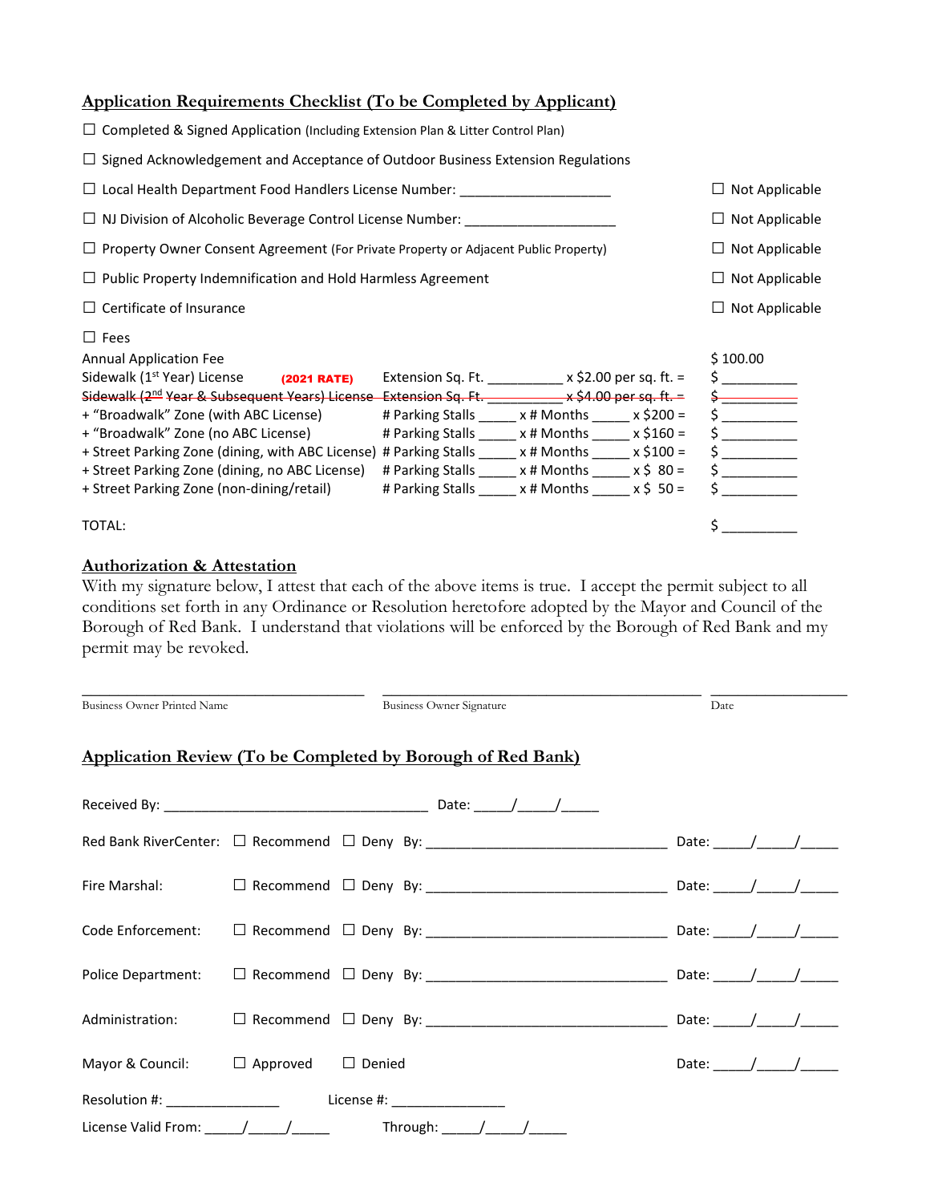## Application Requirements Checklist (To be Completed by Applicant)

☐ Completed & Signed Application (Including Extension Plan & Litter Control Plan)

☐ Signed Acknowledgement and Acceptance of Outdoor Business Extension Regulations

☐ Local Health Department Food Handlers License Number: ____________________ ☐ Not Applicable

☐ NJ Division of Alcoholic Beverage Control License Number: ____________________ ☐ Not Applicable

☐ Property Owner Consent Agreement (For Private Property or Adjacent Public Property) ☐ Not Applicable

☐ Public Property Indemnification and Hold Harmless Agreement ☐ Not Applicable

☐ Certificate of Insurance ☐ Not Applicable

☐ Fees

| | | |
|---|---|---|
| Annual Application Fee | | $ 100.00 |
| Sidewalk (1st Year) License **(2021 RATE)** | Extension Sq. Ft. __________ x $2.00 per sq. ft. = | $ __________ |
| ~~Sidewalk (2nd Year & Subsequent Years) License~~ | ~~Extension Sq. Ft. __________ x $4.00 per sq. ft. =~~ | ~~$ __________~~ |
| + "Broadwalk" Zone (with ABC License) | # Parking Stalls _____ x # Months _____ x $200 = | $ __________ |
| + "Broadwalk" Zone (no ABC License) | # Parking Stalls _____ x # Months _____ x $160 = | $ __________ |
| + Street Parking Zone (dining, with ABC License) | # Parking Stalls _____ x # Months _____ x $100 = | $ __________ |
| + Street Parking Zone (dining, no ABC License) | # Parking Stalls _____ x # Months _____ x $ 80 = | $ __________ |
| + Street Parking Zone (non-dining/retail) | # Parking Stalls _____ x # Months _____ x $ 50 = | $ __________ |
| TOTAL: | | $ __________ |

## Authorization & Attestation

With my signature below, I attest that each of the above items is true. I accept the permit subject to all conditions set forth in any Ordinance or Resolution heretofore adopted by the Mayor and Council of the Borough of Red Bank. I understand that violations will be enforced by the Borough of Red Bank and my permit may be revoked.

______________________________ Business Owner Printed Name

______________________________ Business Owner Signature

______________ Date

## Application Review (To be Completed by Borough of Red Bank)

Received By: ______________________________ Date: _____/_____/_____

Red Bank RiverCenter: ☐ Recommend ☐ Deny By: ______________________________ Date: _____/_____/_____

Fire Marshal: ☐ Recommend ☐ Deny By: ______________________________ Date: _____/_____/_____

Code Enforcement: ☐ Recommend ☐ Deny By: ______________________________ Date: _____/_____/_____

Police Department: ☐ Recommend ☐ Deny By: ______________________________ Date: _____/_____/_____

Administration: ☐ Recommend ☐ Deny By: ______________________________ Date: _____/_____/_____

Mayor & Council: ☐ Approved ☐ Denied Date: _____/_____/_____

Resolution #: _______________ License #: _______________

License Valid From: _____/_____/_____ Through: _____/_____/_____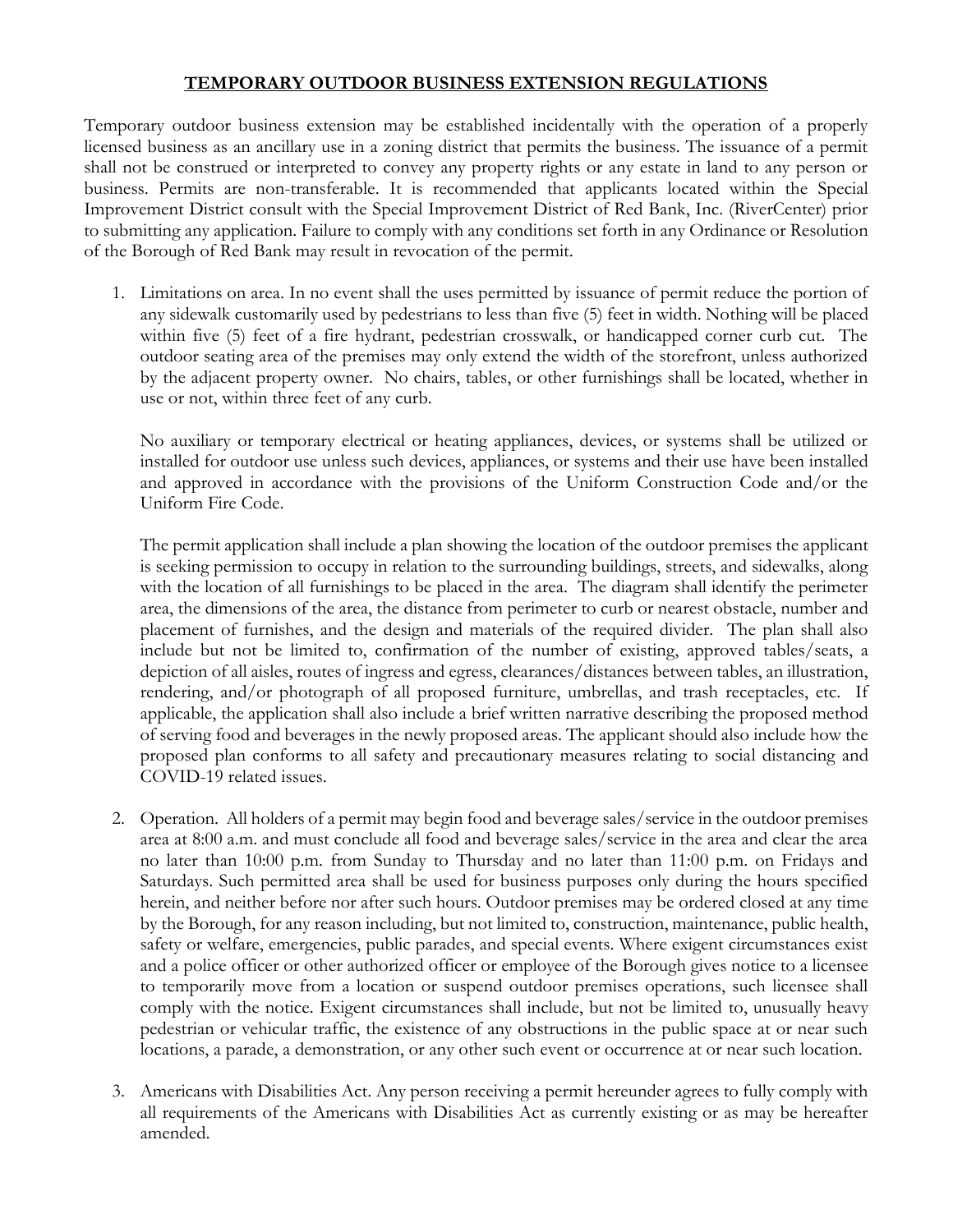# **TEMPORARY OUTDOOR BUSINESS EXTENSION REGULATIONS**

Temporary outdoor business extension may be established incidentally with the operation of a properly licensed business as an ancillary use in a zoning district that permits the business. The issuance of a permit shall not be construed or interpreted to convey any property rights or any estate in land to any person or business. Permits are non-transferable. It is recommended that applicants located within the Special Improvement District consult with the Special Improvement District of Red Bank, Inc. (RiverCenter) prior to submitting any application. Failure to comply with any conditions set forth in any Ordinance or Resolution of the Borough of Red Bank may result in revocation of the permit.

1. Limitations on area. In no event shall the uses permitted by issuance of permit reduce the portion of any sidewalk customarily used by pedestrians to less than five (5) feet in width. Nothing will be placed within five (5) feet of a fire hydrant, pedestrian crosswalk, or handicapped corner curb cut. The outdoor seating area of the premises may only extend the width of the storefront, unless authorized by the adjacent property owner. No chairs, tables, or other furnishings shall be located, whether in use or not, within three feet of any curb.

   No auxiliary or temporary electrical or heating appliances, devices, or systems shall be utilized or installed for outdoor use unless such devices, appliances, or systems and their use have been installed and approved in accordance with the provisions of the Uniform Construction Code and/or the Uniform Fire Code.

   The permit application shall include a plan showing the location of the outdoor premises the applicant is seeking permission to occupy in relation to the surrounding buildings, streets, and sidewalks, along with the location of all furnishings to be placed in the area. The diagram shall identify the perimeter area, the dimensions of the area, the distance from perimeter to curb or nearest obstacle, number and placement of furnishes, and the design and materials of the required divider. The plan shall also include but not be limited to, confirmation of the number of existing, approved tables/seats, a depiction of all aisles, routes of ingress and egress, clearances/distances between tables, an illustration, rendering, and/or photograph of all proposed furniture, umbrellas, and trash receptacles, etc. If applicable, the application shall also include a brief written narrative describing the proposed method of serving food and beverages in the newly proposed areas. The applicant should also include how the proposed plan conforms to all safety and precautionary measures relating to social distancing and COVID-19 related issues.

2. Operation. All holders of a permit may begin food and beverage sales/service in the outdoor premises area at 8:00 a.m. and must conclude all food and beverage sales/service in the area and clear the area no later than 10:00 p.m. from Sunday to Thursday and no later than 11:00 p.m. on Fridays and Saturdays. Such permitted area shall be used for business purposes only during the hours specified herein, and neither before nor after such hours. Outdoor premises may be ordered closed at any time by the Borough, for any reason including, but not limited to, construction, maintenance, public health, safety or welfare, emergencies, public parades, and special events. Where exigent circumstances exist and a police officer or other authorized officer or employee of the Borough gives notice to a licensee to temporarily move from a location or suspend outdoor premises operations, such licensee shall comply with the notice. Exigent circumstances shall include, but not be limited to, unusually heavy pedestrian or vehicular traffic, the existence of any obstructions in the public space at or near such locations, a parade, a demonstration, or any other such event or occurrence at or near such location.

3. Americans with Disabilities Act. Any person receiving a permit hereunder agrees to fully comply with all requirements of the Americans with Disabilities Act as currently existing or as may be hereafter amended.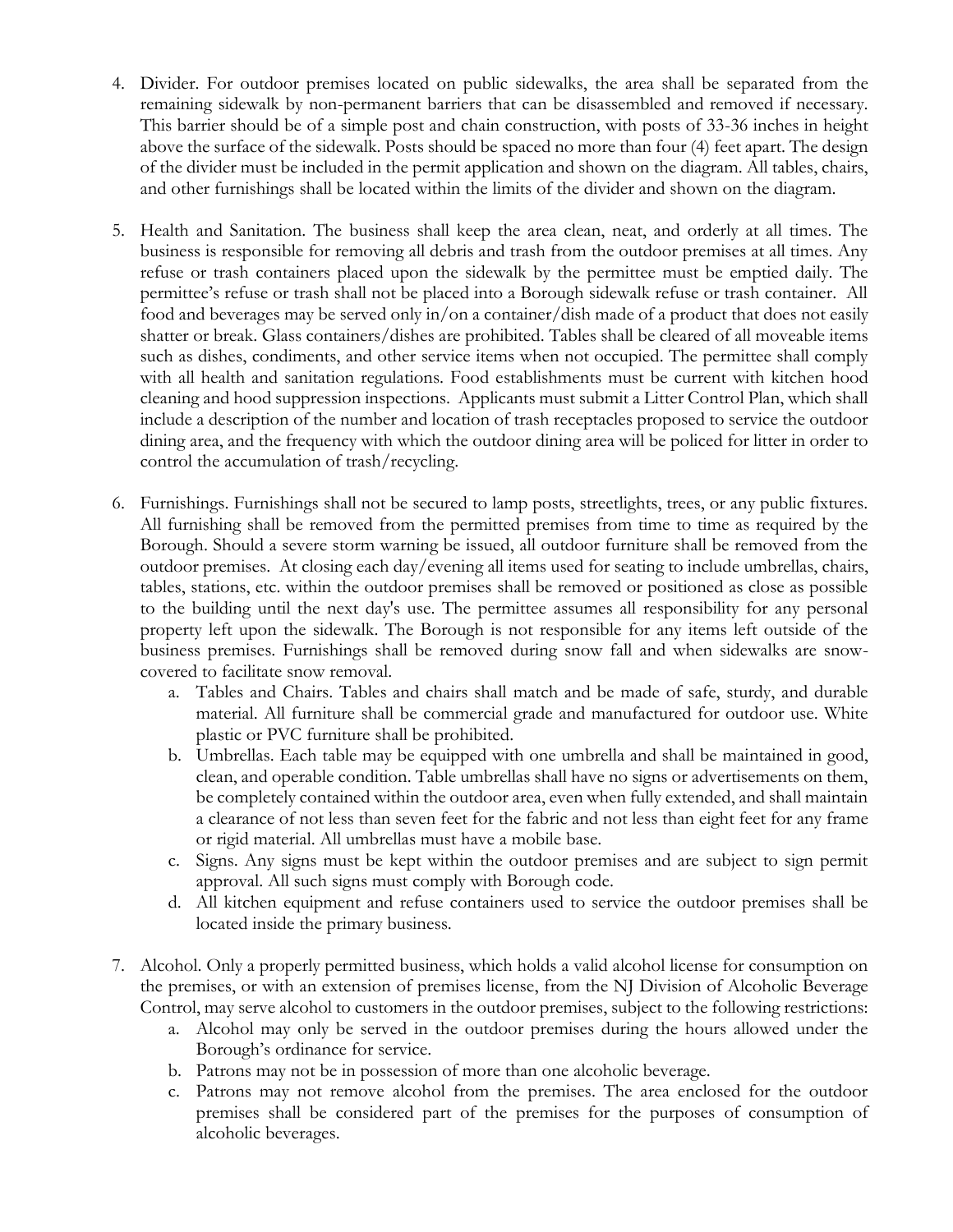4. Divider. For outdoor premises located on public sidewalks, the area shall be separated from the remaining sidewalk by non-permanent barriers that can be disassembled and removed if necessary. This barrier should be of a simple post and chain construction, with posts of 33-36 inches in height above the surface of the sidewalk. Posts should be spaced no more than four (4) feet apart. The design of the divider must be included in the permit application and shown on the diagram. All tables, chairs, and other furnishings shall be located within the limits of the divider and shown on the diagram.

5. Health and Sanitation. The business shall keep the area clean, neat, and orderly at all times. The business is responsible for removing all debris and trash from the outdoor premises at all times. Any refuse or trash containers placed upon the sidewalk by the permittee must be emptied daily. The permittee's refuse or trash shall not be placed into a Borough sidewalk refuse or trash container. All food and beverages may be served only in/on a container/dish made of a product that does not easily shatter or break. Glass containers/dishes are prohibited. Tables shall be cleared of all moveable items such as dishes, condiments, and other service items when not occupied. The permittee shall comply with all health and sanitation regulations. Food establishments must be current with kitchen hood cleaning and hood suppression inspections. Applicants must submit a Litter Control Plan, which shall include a description of the number and location of trash receptacles proposed to service the outdoor dining area, and the frequency with which the outdoor dining area will be policed for litter in order to control the accumulation of trash/recycling.

6. Furnishings. Furnishings shall not be secured to lamp posts, streetlights, trees, or any public fixtures. All furnishing shall be removed from the permitted premises from time to time as required by the Borough. Should a severe storm warning be issued, all outdoor furniture shall be removed from the outdoor premises. At closing each day/evening all items used for seating to include umbrellas, chairs, tables, stations, etc. within the outdoor premises shall be removed or positioned as close as possible to the building until the next day's use. The permittee assumes all responsibility for any personal property left upon the sidewalk. The Borough is not responsible for any items left outside of the business premises. Furnishings shall be removed during snow fall and when sidewalks are snow-covered to facilitate snow removal.
   a. Tables and Chairs. Tables and chairs shall match and be made of safe, sturdy, and durable material. All furniture shall be commercial grade and manufactured for outdoor use. White plastic or PVC furniture shall be prohibited.
   b. Umbrellas. Each table may be equipped with one umbrella and shall be maintained in good, clean, and operable condition. Table umbrellas shall have no signs or advertisements on them, be completely contained within the outdoor area, even when fully extended, and shall maintain a clearance of not less than seven feet for the fabric and not less than eight feet for any frame or rigid material. All umbrellas must have a mobile base.
   c. Signs. Any signs must be kept within the outdoor premises and are subject to sign permit approval. All such signs must comply with Borough code.
   d. All kitchen equipment and refuse containers used to service the outdoor premises shall be located inside the primary business.

7. Alcohol. Only a properly permitted business, which holds a valid alcohol license for consumption on the premises, or with an extension of premises license, from the NJ Division of Alcoholic Beverage Control, may serve alcohol to customers in the outdoor premises, subject to the following restrictions:
   a. Alcohol may only be served in the outdoor premises during the hours allowed under the Borough's ordinance for service.
   b. Patrons may not be in possession of more than one alcoholic beverage.
   c. Patrons may not remove alcohol from the premises. The area enclosed for the outdoor premises shall be considered part of the premises for the purposes of consumption of alcoholic beverages.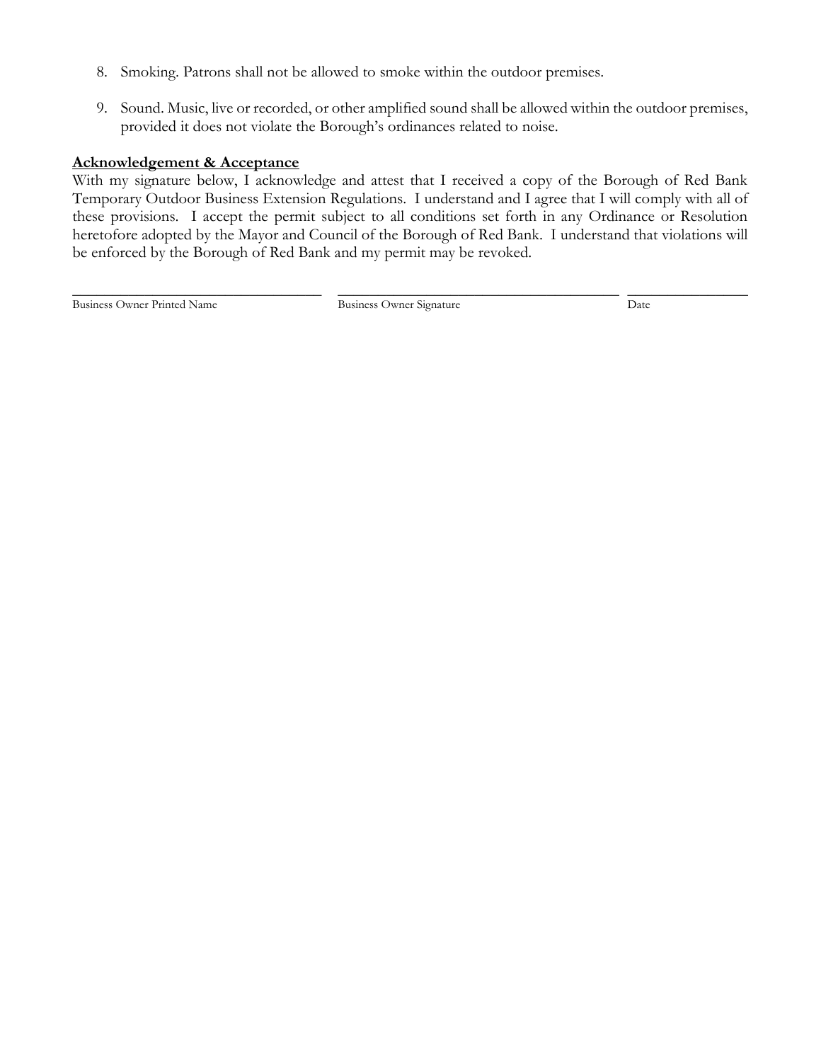8. Smoking. Patrons shall not be allowed to smoke within the outdoor premises.

9. Sound. Music, live or recorded, or other amplified sound shall be allowed within the outdoor premises, provided it does not violate the Borough's ordinances related to noise.

**<u>Acknowledgement & Acceptance</u>**

With my signature below, I acknowledge and attest that I received a copy of the Borough of Red Bank Temporary Outdoor Business Extension Regulations. I understand and I agree that I will comply with all of these provisions. I accept the permit subject to all conditions set forth in any Ordinance or Resolution heretofore adopted by the Mayor and Council of the Borough of Red Bank. I understand that violations will be enforced by the Borough of Red Bank and my permit may be revoked.

| ______________________________ | ______________________________ | ______________ |
|---|---|---|
| Business Owner Printed Name | Business Owner Signature | Date |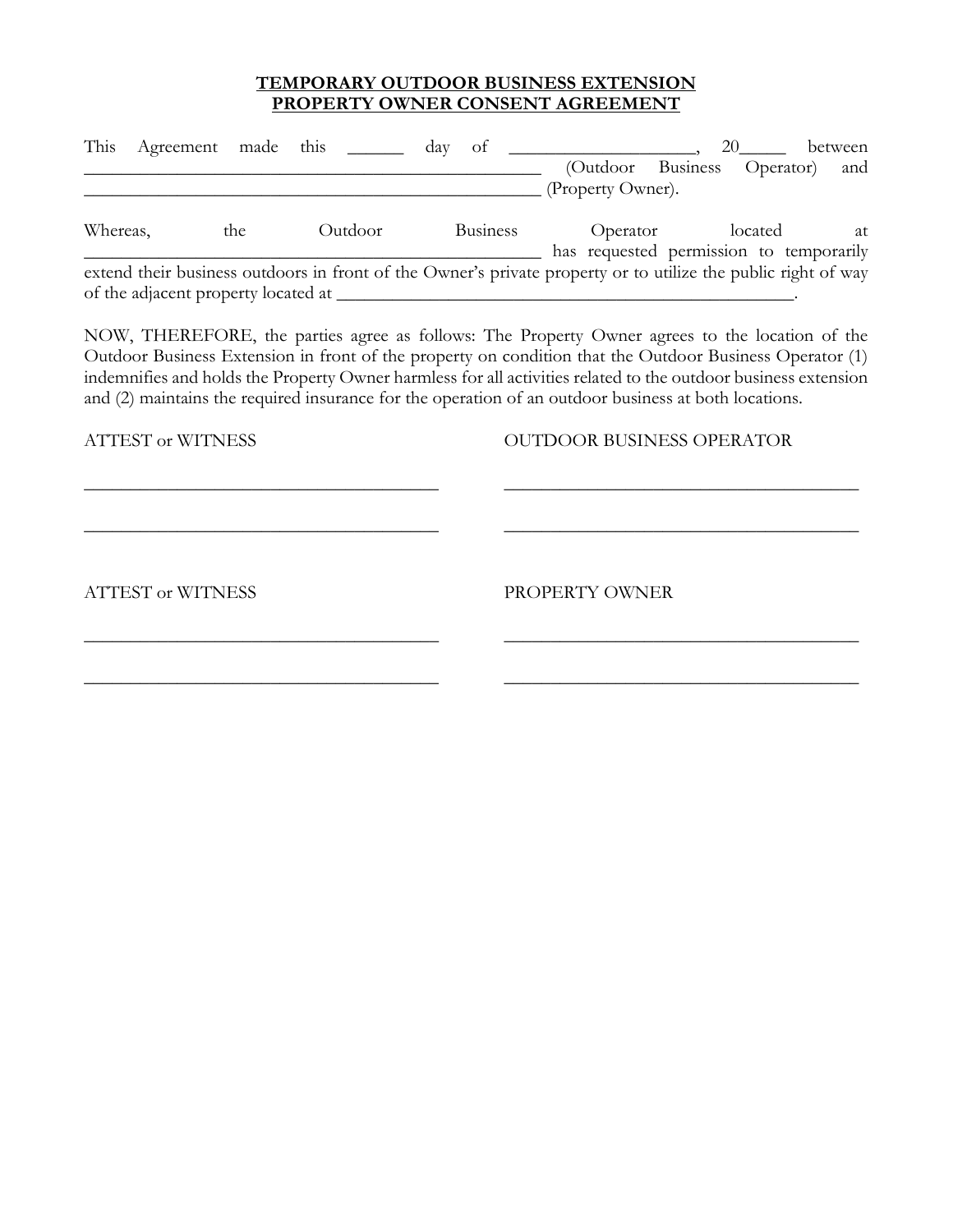**TEMPORARY OUTDOOR BUSINESS EXTENSION**
**PROPERTY OWNER CONSENT AGREEMENT**

This Agreement made this ______ day of ____________________, 20_____ between ___________________________________________________ (Outdoor Business Operator) and ___________________________________________________ (Property Owner).

Whereas, the Outdoor Business Operator located at ___________________________________________________ has requested permission to temporarily extend their business outdoors in front of the Owner's private property or to utilize the public right of way of the adjacent property located at ___________________________________________________.

NOW, THEREFORE, the parties agree as follows: The Property Owner agrees to the location of the Outdoor Business Extension in front of the property on condition that the Outdoor Business Operator (1) indemnifies and holds the Property Owner harmless for all activities related to the outdoor business extension and (2) maintains the required insurance for the operation of an outdoor business at both locations.

ATTEST or WITNESS

_______________________________________

_______________________________________

OUTDOOR BUSINESS OPERATOR

_______________________________________

_______________________________________

ATTEST or WITNESS

_______________________________________

_______________________________________

PROPERTY OWNER

_______________________________________

_______________________________________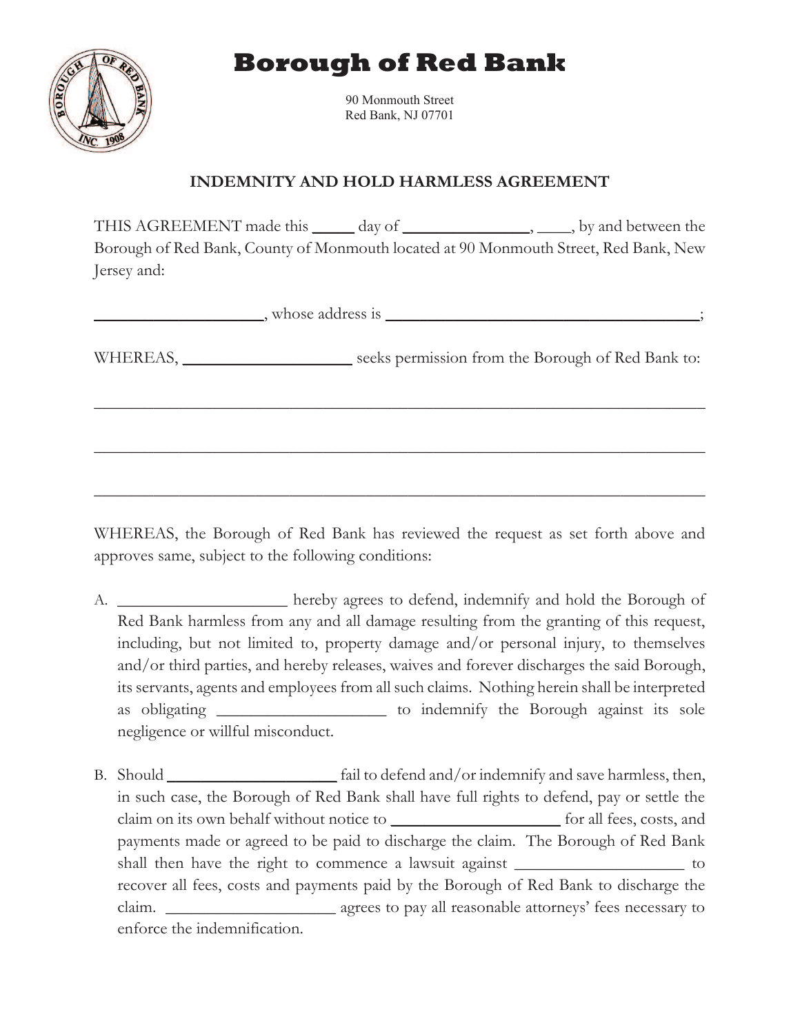# Borough of Red Bank

90 Monmouth Street
Red Bank, NJ 07701

## INDEMNITY AND HOLD HARMLESS AGREEMENT

THIS AGREEMENT made this _____ day of _______________, ____, by and between the Borough of Red Bank, County of Monmouth located at 90 Monmouth Street, Red Bank, New Jersey and:

____________________, whose address is ______________________________________;

WHEREAS, ____________________ seeks permission from the Borough of Red Bank to:

______________________________________________________________________________

______________________________________________________________________________

______________________________________________________________________________

WHEREAS, the Borough of Red Bank has reviewed the request as set forth above and approves same, subject to the following conditions:

A. ____________________ hereby agrees to defend, indemnify and hold the Borough of Red Bank harmless from any and all damage resulting from the granting of this request, including, but not limited to, property damage and/or personal injury, to themselves and/or third parties, and hereby releases, waives and forever discharges the said Borough, its servants, agents and employees from all such claims. Nothing herein shall be interpreted as obligating ____________________ to indemnify the Borough against its sole negligence or willful misconduct.

B. Should ____________________ fail to defend and/or indemnify and save harmless, then, in such case, the Borough of Red Bank shall have full rights to defend, pay or settle the claim on its own behalf without notice to ____________________ for all fees, costs, and payments made or agreed to be paid to discharge the claim. The Borough of Red Bank shall then have the right to commence a lawsuit against ____________________ to recover all fees, costs and payments paid by the Borough of Red Bank to discharge the claim. ____________________ agrees to pay all reasonable attorneys' fees necessary to enforce the indemnification.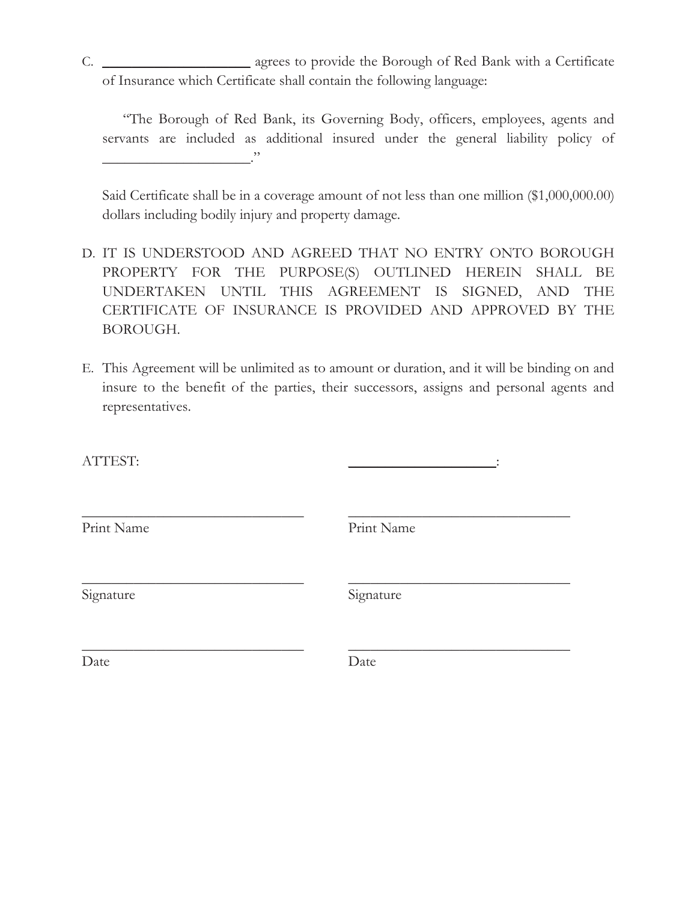C. ____________________ agrees to provide the Borough of Red Bank with a Certificate of Insurance which Certificate shall contain the following language:

"The Borough of Red Bank, its Governing Body, officers, employees, agents and servants are included as additional insured under the general liability policy of ____________________."

Said Certificate shall be in a coverage amount of not less than one million ($1,000,000.00) dollars including bodily injury and property damage.

D. IT IS UNDERSTOOD AND AGREED THAT NO ENTRY ONTO BOROUGH PROPERTY FOR THE PURPOSE(S) OUTLINED HEREIN SHALL BE UNDERTAKEN UNTIL THIS AGREEMENT IS SIGNED, AND THE CERTIFICATE OF INSURANCE IS PROVIDED AND APPROVED BY THE BOROUGH.

E. This Agreement will be unlimited as to amount or duration, and it will be binding on and insure to the benefit of the parties, their successors, assigns and personal agents and representatives.

ATTEST: ____________________:

______________________________
Print Name

______________________________
Signature

______________________________
Date

______________________________
Print Name

______________________________
Signature

______________________________
Date